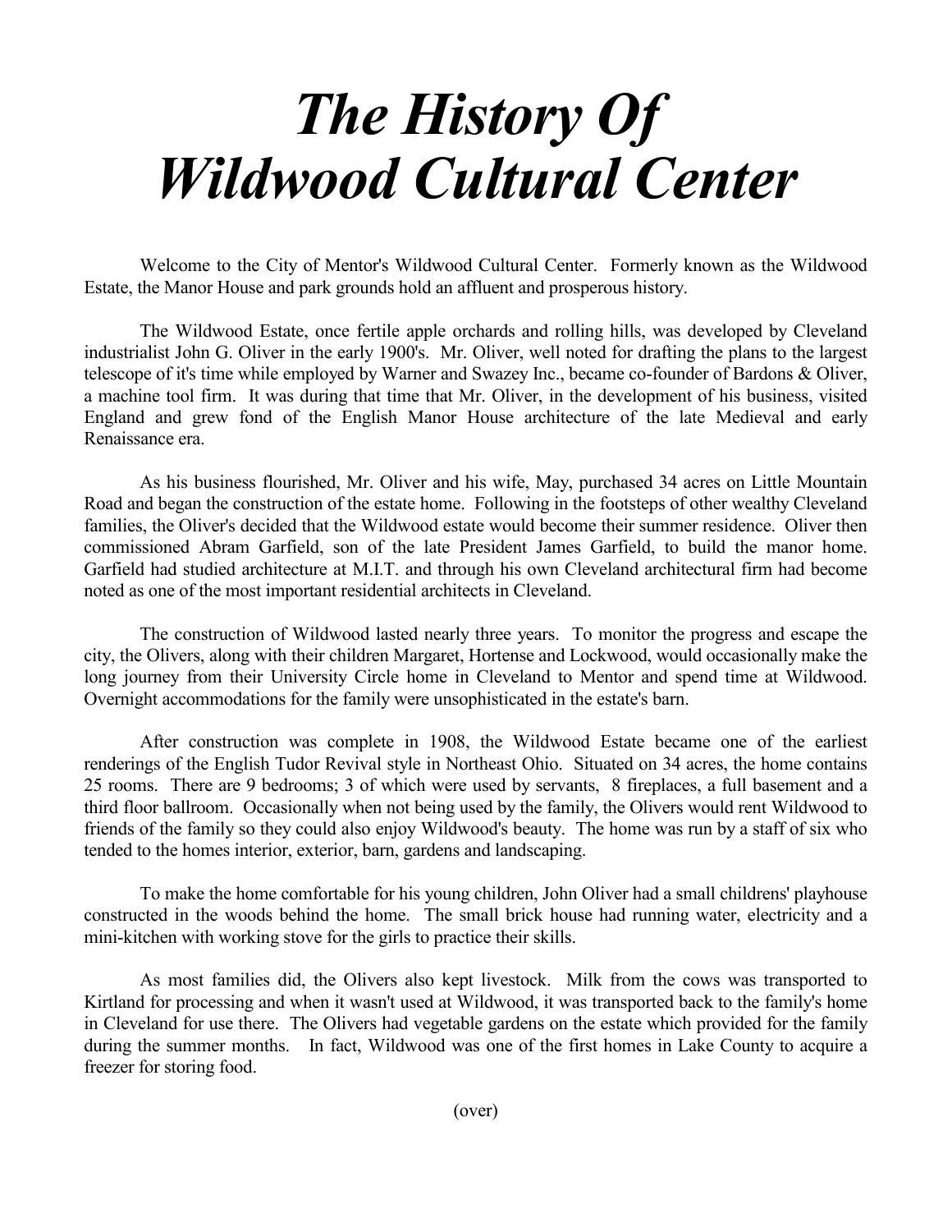# *The History Of Wildwood Cultural Center*

Welcome to the City of Mentor's Wildwood Cultural Center. Formerly known as the Wildwood Estate, the Manor House and park grounds hold an affluent and prosperous history.

The Wildwood Estate, once fertile apple orchards and rolling hills, was developed by Cleveland industrialist John G. Oliver in the early 1900's. Mr. Oliver, well noted for drafting the plans to the largest telescope of it's time while employed by Warner and Swazey Inc., became co-founder of Bardons & Oliver, a machine tool firm. It was during that time that Mr. Oliver, in the development of his business, visited England and grew fond of the English Manor House architecture of the late Medieval and early Renaissance era.

As his business flourished, Mr. Oliver and his wife, May, purchased 34 acres on Little Mountain Road and began the construction of the estate home. Following in the footsteps of other wealthy Cleveland families, the Oliver's decided that the Wildwood estate would become their summer residence. Oliver then commissioned Abram Garfield, son of the late President James Garfield, to build the manor home. Garfield had studied architecture at M.I.T. and through his own Cleveland architectural firm had become noted as one of the most important residential architects in Cleveland.

The construction of Wildwood lasted nearly three years. To monitor the progress and escape the city, the Olivers, along with their children Margaret, Hortense and Lockwood, would occasionally make the long journey from their University Circle home in Cleveland to Mentor and spend time at Wildwood. Overnight accommodations for the family were unsophisticated in the estate's barn.

After construction was complete in 1908, the Wildwood Estate became one of the earliest renderings of the English Tudor Revival style in Northeast Ohio. Situated on 34 acres, the home contains 25 rooms. There are 9 bedrooms; 3 of which were used by servants, 8 fireplaces, a full basement and a third floor ballroom. Occasionally when not being used by the family, the Olivers would rent Wildwood to friends of the family so they could also enjoy Wildwood's beauty. The home was run by a staff of six who tended to the homes interior, exterior, barn, gardens and landscaping.

To make the home comfortable for his young children, John Oliver had a small childrens' playhouse constructed in the woods behind the home. The small brick house had running water, electricity and a mini-kitchen with working stove for the girls to practice their skills.

As most families did, the Olivers also kept livestock. Milk from the cows was transported to Kirtland for processing and when it wasn't used at Wildwood, it was transported back to the family's home in Cleveland for use there. The Olivers had vegetable gardens on the estate which provided for the family during the summer months. In fact, Wildwood was one of the first homes in Lake County to acquire a freezer for storing food.

(over)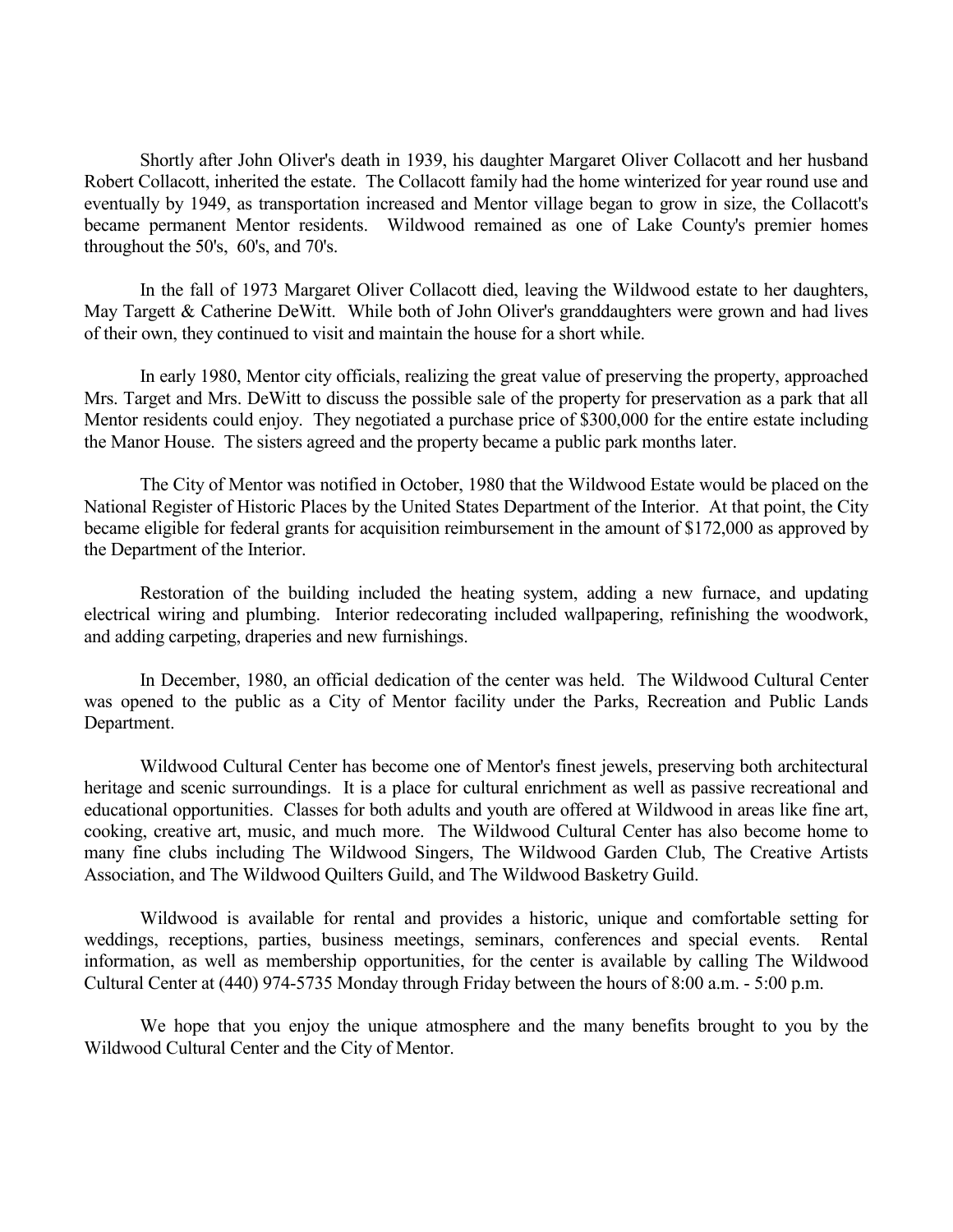Shortly after John Oliver's death in 1939, his daughter Margaret Oliver Collacott and her husband Robert Collacott, inherited the estate. The Collacott family had the home winterized for year round use and eventually by 1949, as transportation increased and Mentor village began to grow in size, the Collacott's became permanent Mentor residents. Wildwood remained as one of Lake County's premier homes throughout the 50's, 60's, and 70's.

In the fall of 1973 Margaret Oliver Collacott died, leaving the Wildwood estate to her daughters, May Targett & Catherine DeWitt. While both of John Oliver's granddaughters were grown and had lives of their own, they continued to visit and maintain the house for a short while.

In early 1980, Mentor city officials, realizing the great value of preserving the property, approached Mrs. Target and Mrs. DeWitt to discuss the possible sale of the property for preservation as a park that all Mentor residents could enjoy. They negotiated a purchase price of $300,000 for the entire estate including the Manor House. The sisters agreed and the property became a public park months later.

The City of Mentor was notified in October, 1980 that the Wildwood Estate would be placed on the National Register of Historic Places by the United States Department of the Interior. At that point, the City became eligible for federal grants for acquisition reimbursement in the amount of $172,000 as approved by the Department of the Interior.

Restoration of the building included the heating system, adding a new furnace, and updating electrical wiring and plumbing. Interior redecorating included wallpapering, refinishing the woodwork, and adding carpeting, draperies and new furnishings.

In December, 1980, an official dedication of the center was held. The Wildwood Cultural Center was opened to the public as a City of Mentor facility under the Parks, Recreation and Public Lands Department.

Wildwood Cultural Center has become one of Mentor's finest jewels, preserving both architectural heritage and scenic surroundings. It is a place for cultural enrichment as well as passive recreational and educational opportunities. Classes for both adults and youth are offered at Wildwood in areas like fine art, cooking, creative art, music, and much more. The Wildwood Cultural Center has also become home to many fine clubs including The Wildwood Singers, The Wildwood Garden Club, The Creative Artists Association, and The Wildwood Quilters Guild, and The Wildwood Basketry Guild.

Wildwood is available for rental and provides a historic, unique and comfortable setting for weddings, receptions, parties, business meetings, seminars, conferences and special events. Rental information, as well as membership opportunities, for the center is available by calling The Wildwood Cultural Center at (440) 974-5735 Monday through Friday between the hours of 8:00 a.m. - 5:00 p.m.

We hope that you enjoy the unique atmosphere and the many benefits brought to you by the Wildwood Cultural Center and the City of Mentor.